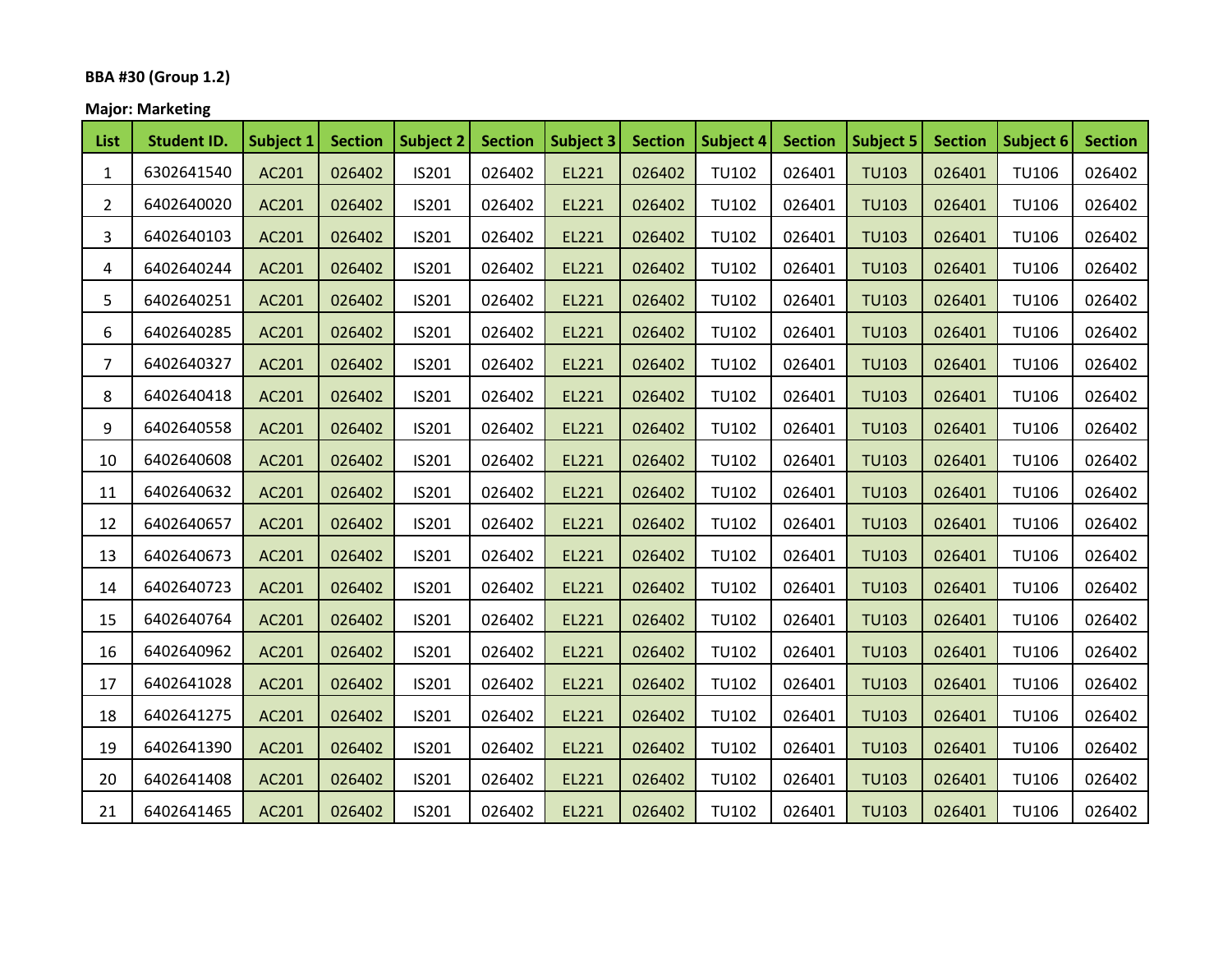**BBA #30 (Group 1.2)**

**Major: Marketing**

| List | Student ID. | Subject 1 | Section | Subject 2 | Section | Subject 3 | Section | Subject 4 | Section | Subject 5 | Section | Subject 6 | Section |
|---|---|---|---|---|---|---|---|---|---|---|---|---|---|
| 1 | 6302641540 | AC201 | 026402 | IS201 | 026402 | EL221 | 026402 | TU102 | 026401 | TU103 | 026401 | TU106 | 026402 |
| 2 | 6402640020 | AC201 | 026402 | IS201 | 026402 | EL221 | 026402 | TU102 | 026401 | TU103 | 026401 | TU106 | 026402 |
| 3 | 6402640103 | AC201 | 026402 | IS201 | 026402 | EL221 | 026402 | TU102 | 026401 | TU103 | 026401 | TU106 | 026402 |
| 4 | 6402640244 | AC201 | 026402 | IS201 | 026402 | EL221 | 026402 | TU102 | 026401 | TU103 | 026401 | TU106 | 026402 |
| 5 | 6402640251 | AC201 | 026402 | IS201 | 026402 | EL221 | 026402 | TU102 | 026401 | TU103 | 026401 | TU106 | 026402 |
| 6 | 6402640285 | AC201 | 026402 | IS201 | 026402 | EL221 | 026402 | TU102 | 026401 | TU103 | 026401 | TU106 | 026402 |
| 7 | 6402640327 | AC201 | 026402 | IS201 | 026402 | EL221 | 026402 | TU102 | 026401 | TU103 | 026401 | TU106 | 026402 |
| 8 | 6402640418 | AC201 | 026402 | IS201 | 026402 | EL221 | 026402 | TU102 | 026401 | TU103 | 026401 | TU106 | 026402 |
| 9 | 6402640558 | AC201 | 026402 | IS201 | 026402 | EL221 | 026402 | TU102 | 026401 | TU103 | 026401 | TU106 | 026402 |
| 10 | 6402640608 | AC201 | 026402 | IS201 | 026402 | EL221 | 026402 | TU102 | 026401 | TU103 | 026401 | TU106 | 026402 |
| 11 | 6402640632 | AC201 | 026402 | IS201 | 026402 | EL221 | 026402 | TU102 | 026401 | TU103 | 026401 | TU106 | 026402 |
| 12 | 6402640657 | AC201 | 026402 | IS201 | 026402 | EL221 | 026402 | TU102 | 026401 | TU103 | 026401 | TU106 | 026402 |
| 13 | 6402640673 | AC201 | 026402 | IS201 | 026402 | EL221 | 026402 | TU102 | 026401 | TU103 | 026401 | TU106 | 026402 |
| 14 | 6402640723 | AC201 | 026402 | IS201 | 026402 | EL221 | 026402 | TU102 | 026401 | TU103 | 026401 | TU106 | 026402 |
| 15 | 6402640764 | AC201 | 026402 | IS201 | 026402 | EL221 | 026402 | TU102 | 026401 | TU103 | 026401 | TU106 | 026402 |
| 16 | 6402640962 | AC201 | 026402 | IS201 | 026402 | EL221 | 026402 | TU102 | 026401 | TU103 | 026401 | TU106 | 026402 |
| 17 | 6402641028 | AC201 | 026402 | IS201 | 026402 | EL221 | 026402 | TU102 | 026401 | TU103 | 026401 | TU106 | 026402 |
| 18 | 6402641275 | AC201 | 026402 | IS201 | 026402 | EL221 | 026402 | TU102 | 026401 | TU103 | 026401 | TU106 | 026402 |
| 19 | 6402641390 | AC201 | 026402 | IS201 | 026402 | EL221 | 026402 | TU102 | 026401 | TU103 | 026401 | TU106 | 026402 |
| 20 | 6402641408 | AC201 | 026402 | IS201 | 026402 | EL221 | 026402 | TU102 | 026401 | TU103 | 026401 | TU106 | 026402 |
| 21 | 6402641465 | AC201 | 026402 | IS201 | 026402 | EL221 | 026402 | TU102 | 026401 | TU103 | 026401 | TU106 | 026402 |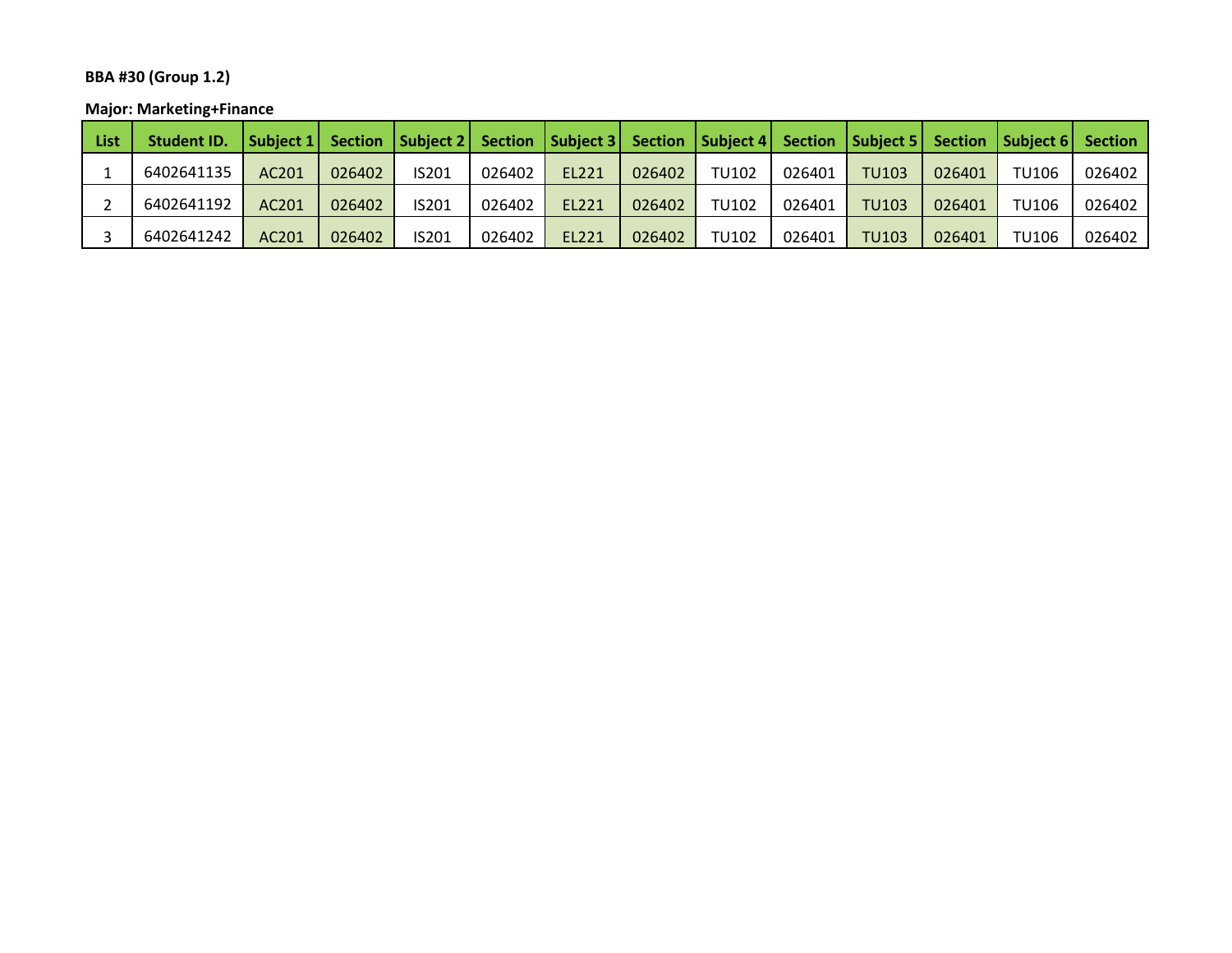**BBA #30 (Group 1.2)**

**Major: Marketing+Finance**

| List | Student ID. | Subject 1 | Section | Subject 2 | Section | Subject 3 | Section | Subject 4 | Section | Subject 5 | Section | Subject 6 | Section |
|---|---|---|---|---|---|---|---|---|---|---|---|---|---|
| 1 | 6402641135 | AC201 | 026402 | IS201 | 026402 | EL221 | 026402 | TU102 | 026401 | TU103 | 026401 | TU106 | 026402 |
| 2 | 6402641192 | AC201 | 026402 | IS201 | 026402 | EL221 | 026402 | TU102 | 026401 | TU103 | 026401 | TU106 | 026402 |
| 3 | 6402641242 | AC201 | 026402 | IS201 | 026402 | EL221 | 026402 | TU102 | 026401 | TU103 | 026401 | TU106 | 026402 |